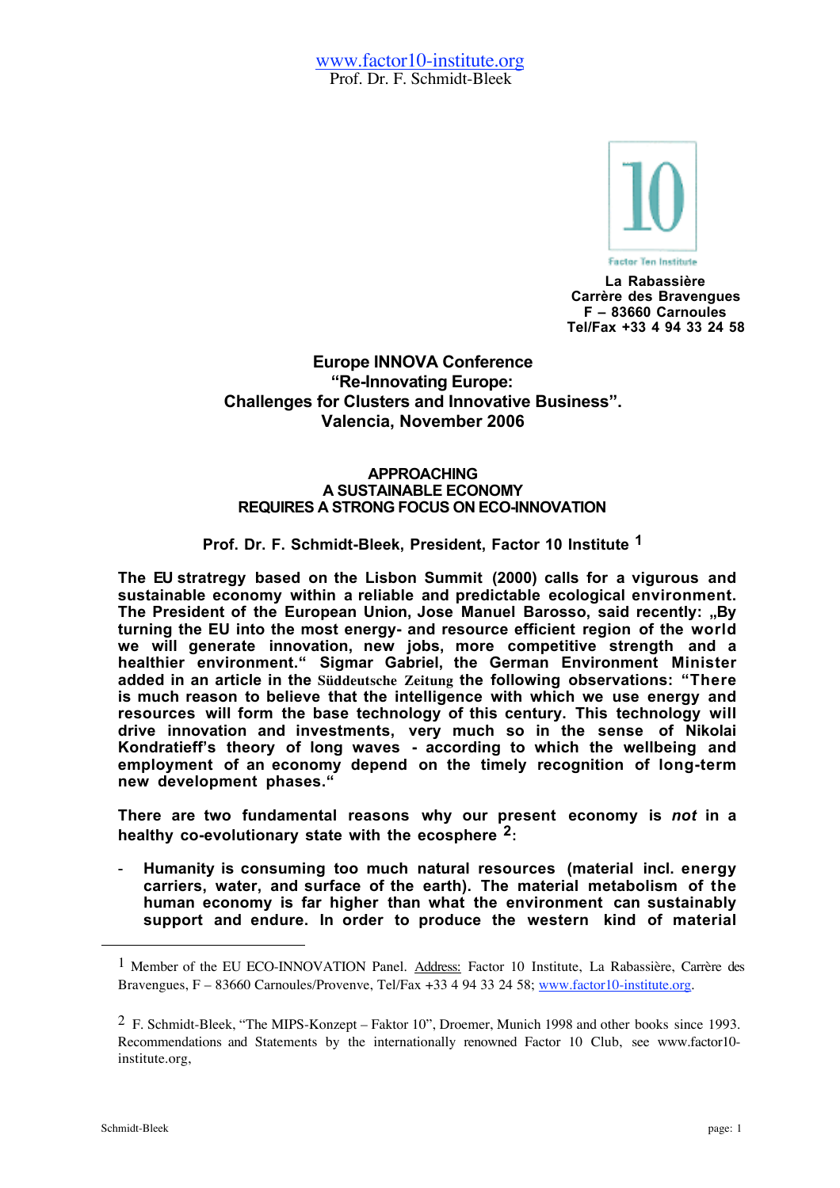www.factor10-institute.org
Prof. Dr. F. Schmidt-Bleek

Factor Ten Institute

**La Rabassière**
**Carrère des Bravengues**
**F – 83660 Carnoules**
**Tel/Fax +33 4 94 33 24 58**

## Europe INNOVA Conference
## "Re-Innovating Europe: Challenges for Clusters and Innovative Business". Valencia, November 2006

### APPROACHING A SUSTAINABLE ECONOMY REQUIRES A STRONG FOCUS ON ECO-INNOVATION

**Prof. Dr. F. Schmidt-Bleek, President, Factor 10 Institute [1]**

**The EU stratregy based on the Lisbon Summit (2000) calls for a vigurous and sustainable economy within a reliable and predictable ecological environment. The President of the European Union, Jose Manuel Barosso, said recently: „By turning the EU into the most energy- and resource efficient region of the world we will generate innovation, new jobs, more competitive strength and a healthier environment." Sigmar Gabriel, the German Environment Minister added in an article in the Süddeutsche Zeitung the following observations: "There is much reason to believe that the intelligence with which we use energy and resources will form the base technology of this century. This technology will drive innovation and investments, very much so in the sense of Nikolai Kondratieff's theory of long waves - according to which the wellbeing and employment of an economy depend on the timely recognition of long-term new development phases."**

**There are two fundamental reasons why our present economy is *not* in a healthy co-evolutionary state with the ecosphere [2]:**

- **Humanity is consuming too much natural resources (material incl. energy carriers, water, and surface of the earth). The material metabolism of the human economy is far higher than what the environment can sustainably support and endure. In order to produce the western kind of material**

---

[1] Member of the EU ECO-INNOVATION Panel. Address: Factor 10 Institute, La Rabassière, Carrère des Bravengues, F – 83660 Carnoules/Provenve, Tel/Fax +33 4 94 33 24 58; www.factor10-institute.org.

[2] F. Schmidt-Bleek, "The MIPS-Konzept – Faktor 10", Droemer, Munich 1998 and other books since 1993. Recommendations and Statements by the internationally renowned Factor 10 Club, see www.factor10-institute.org,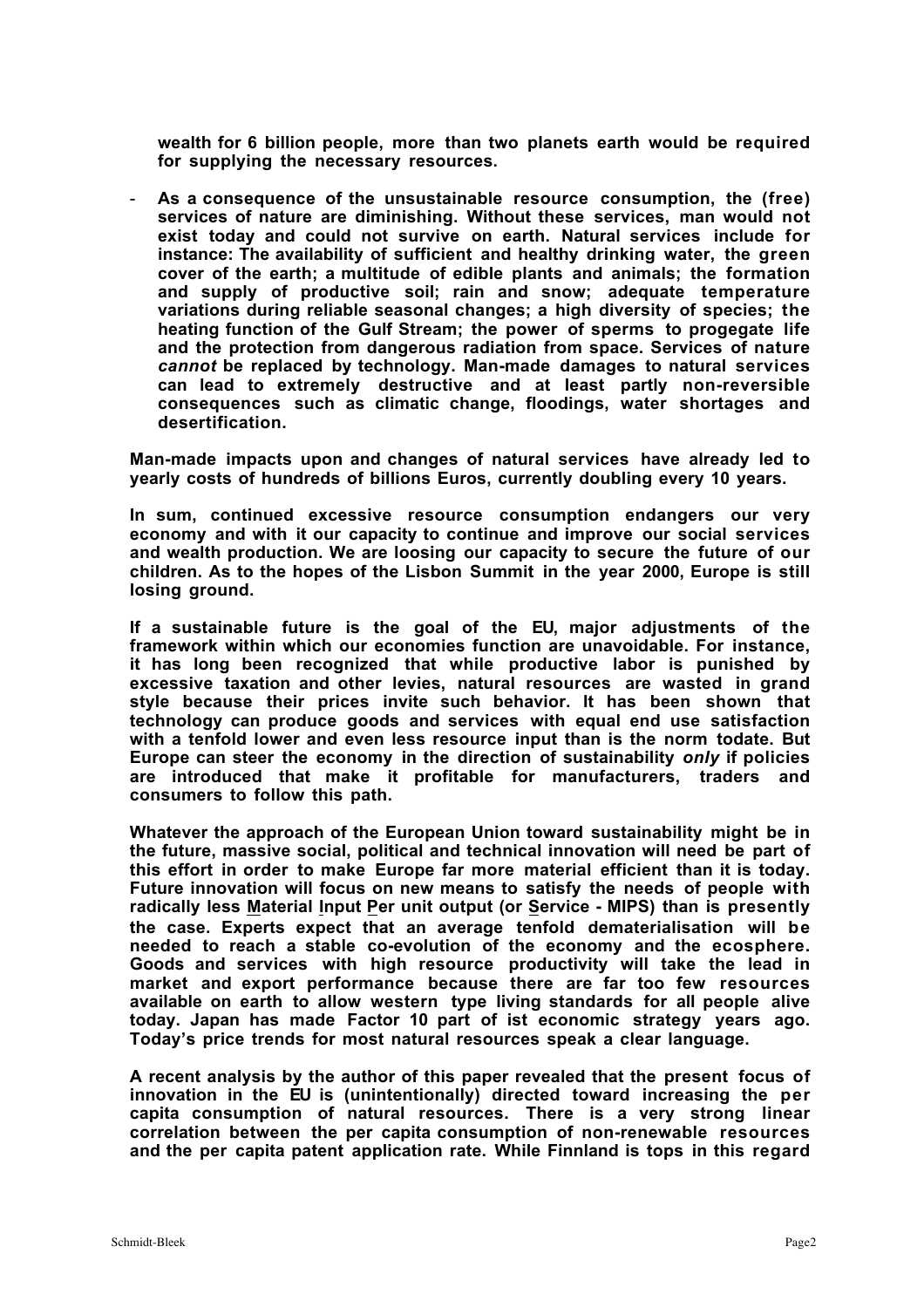**wealth for 6 billion people, more than two planets earth would be required for supplying the necessary resources.**

- **As a consequence of the unsustainable resource consumption, the (free) services of nature are diminishing. Without these services, man would not exist today and could not survive on earth. Natural services include for instance: The availability of sufficient and healthy drinking water, the green cover of the earth; a multitude of edible plants and animals; the formation and supply of productive soil; rain and snow; adequate temperature variations during reliable seasonal changes; a high diversity of species; the heating function of the Gulf Stream; the power of sperms to progegate life and the protection from dangerous radiation from space. Services of nature *cannot* be replaced by technology. Man-made damages to natural services can lead to extremely destructive and at least partly non-reversible consequences such as climatic change, floodings, water shortages and desertification.**

**Man-made impacts upon and changes of natural services have already led to yearly costs of hundreds of billions Euros, currently doubling every 10 years.**

**In sum, continued excessive resource consumption endangers our very economy and with it our capacity to continue and improve our social services and wealth production. We are loosing our capacity to secure the future of our children. As to the hopes of the Lisbon Summit in the year 2000, Europe is still losing ground.**

**If a sustainable future is the goal of the EU, major adjustments of the framework within which our economies function are unavoidable. For instance, it has long been recognized that while productive labor is punished by excessive taxation and other levies, natural resources are wasted in grand style because their prices invite such behavior. It has been shown that technology can produce goods and services with equal end use satisfaction with a tenfold lower and even less resource input than is the norm todate. But Europe can steer the economy in the direction of sustainability *only* if policies are introduced that make it profitable for manufacturers, traders and consumers to follow this path.**

**Whatever the approach of the European Union toward sustainability might be in the future, massive social, political and technical innovation will need be part of this effort in order to make Europe far more material efficient than it is today. Future innovation will focus on new means to satisfy the needs of people with radically less <u>M</u>aterial <u>I</u>nput <u>P</u>er unit output (or <u>S</u>ervice - MIPS) than is presently the case. Experts expect that an average tenfold dematerialisation will be needed to reach a stable co-evolution of the economy and the ecosphere. Goods and services with high resource productivity will take the lead in market and export performance because there are far too few resources available on earth to allow western type living standards for all people alive today. Japan has made Factor 10 part of ist economic strategy years ago. Today's price trends for most natural resources speak a clear language.**

**A recent analysis by the author of this paper revealed that the present focus of innovation in the EU is (unintentionally) directed toward increasing the per capita consumption of natural resources. There is a very strong linear correlation between the per capita consumption of non-renewable resources and the per capita patent application rate. While Finnland is tops in this regard**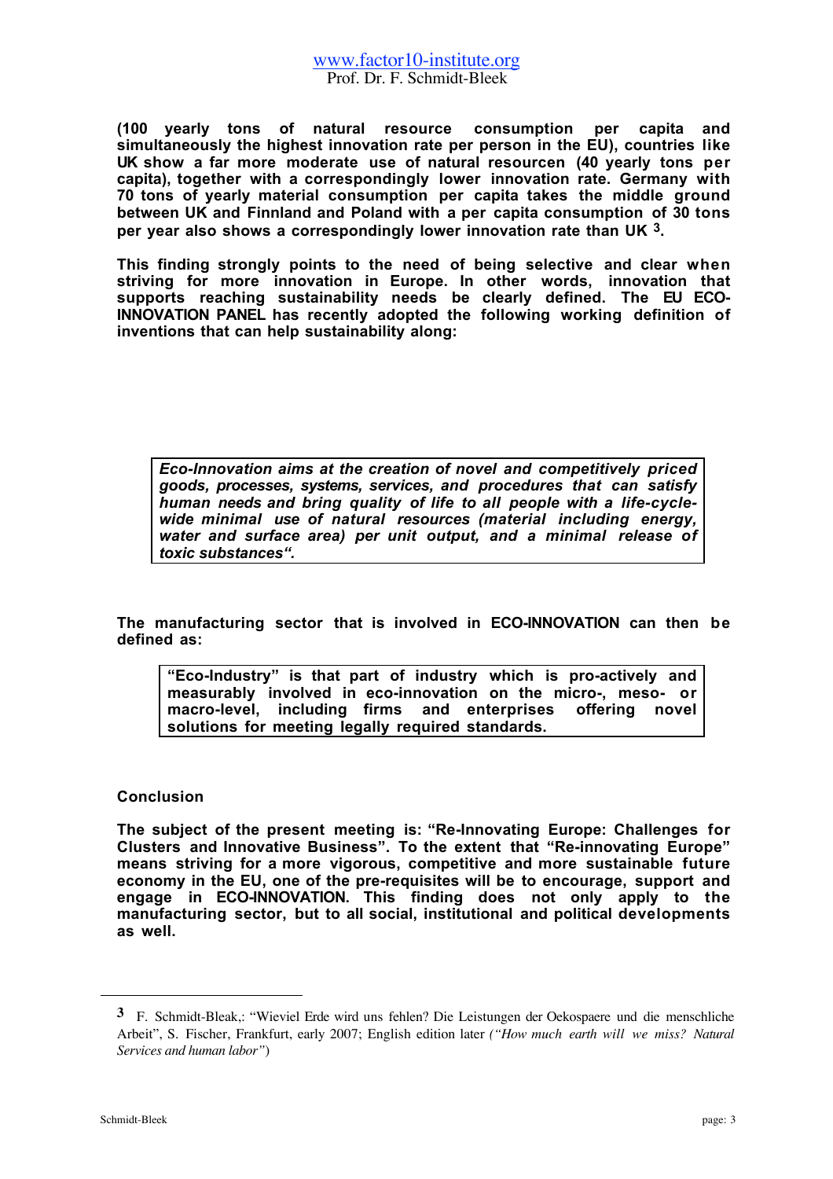**(100 yearly tons of natural resource consumption per capita and simultaneously the highest innovation rate per person in the EU), countries like UK show a far more moderate use of natural resourcen (40 yearly tons per capita), together with a correspondingly lower innovation rate. Germany with 70 tons of yearly material consumption per capita takes the middle ground between UK and Finnland and Poland with a per capita consumption of 30 tons per year also shows a correspondingly lower innovation rate than UK [3].**

**This finding strongly points to the need of being selective and clear when striving for more innovation in Europe. In other words, innovation that supports reaching sustainability needs be clearly defined. The EU ECO-INNOVATION PANEL has recently adopted the following working definition of inventions that can help sustainability along:**

> ***Eco-Innovation aims at the creation of novel and competitively priced goods, processes, systems, services, and procedures that can satisfy human needs and bring quality of life to all people with a life-cycle-wide minimal use of natural resources (material including energy, water and surface area) per unit output, and a minimal release of toxic substances".***

**The manufacturing sector that is involved in ECO-INNOVATION can then be defined as:**

> **"Eco-Industry" is that part of industry which is pro-actively and measurably involved in eco-innovation on the micro-, meso- or macro-level, including firms and enterprises offering novel solutions for meeting legally required standards.**

## Conclusion

**The subject of the present meeting is: "Re-Innovating Europe: Challenges for Clusters and Innovative Business". To the extent that "Re-innovating Europe" means striving for a more vigorous, competitive and more sustainable future economy in the EU, one of the pre-requisites will be to encourage, support and engage in ECO-INNOVATION. This finding does not only apply to the manufacturing sector, but to all social, institutional and political developments as well.**

---

[3] F. Schmidt-Bleak,: "Wieviel Erde wird uns fehlen? Die Leistungen der Oekospaere und die menschliche Arbeit", S. Fischer, Frankfurt, early 2007; English edition later *("How much earth will we miss? Natural Services and human labor")*